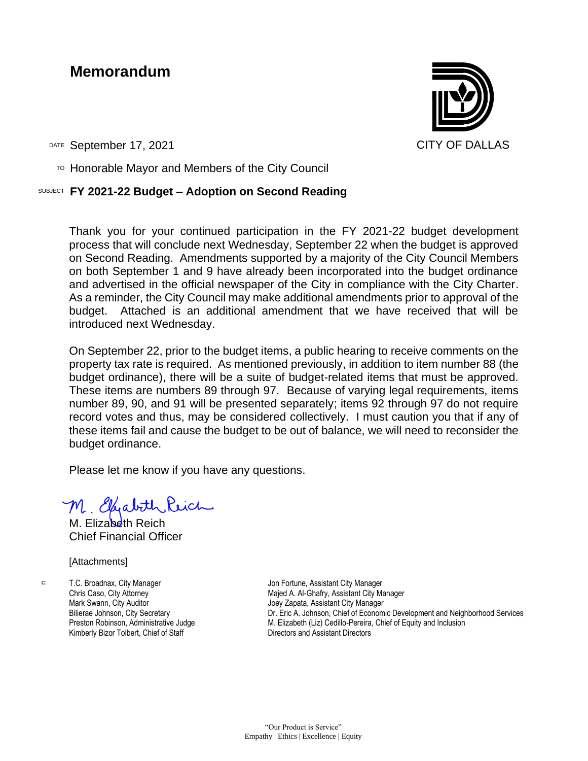# Memorandum

CITY OF DALLAS

DATE September 17, 2021

TO Honorable Mayor and Members of the City Council

SUBJECT **FY 2021-22 Budget – Adoption on Second Reading**

Thank you for your continued participation in the FY 2021-22 budget development process that will conclude next Wednesday, September 22 when the budget is approved on Second Reading. Amendments supported by a majority of the City Council Members on both September 1 and 9 have already been incorporated into the budget ordinance and advertised in the official newspaper of the City in compliance with the City Charter. As a reminder, the City Council may make additional amendments prior to approval of the budget. Attached is an additional amendment that we have received that will be introduced next Wednesday.

On September 22, prior to the budget items, a public hearing to receive comments on the property tax rate is required. As mentioned previously, in addition to item number 88 (the budget ordinance), there will be a suite of budget-related items that must be approved. These items are numbers 89 through 97. Because of varying legal requirements, items number 89, 90, and 91 will be presented separately; items 92 through 97 do not require record votes and thus, may be considered collectively. I must caution you that if any of these items fail and cause the budget to be out of balance, we will need to reconsider the budget ordinance.

Please let me know if you have any questions.

M. Elizabeth Reich
Chief Financial Officer

[Attachments]

c:
T.C. Broadnax, City Manager
Chris Caso, City Attorney
Mark Swann, City Auditor
Bilierae Johnson, City Secretary
Preston Robinson, Administrative Judge
Kimberly Bizor Tolbert, Chief of Staff
Jon Fortune, Assistant City Manager
Majed A. Al-Ghafry, Assistant City Manager
Joey Zapata, Assistant City Manager
Dr. Eric A. Johnson, Chief of Economic Development and Neighborhood Services
M. Elizabeth (Liz) Cedillo-Pereira, Chief of Equity and Inclusion
Directors and Assistant Directors

"Our Product is Service"
Empathy | Ethics | Excellence | Equity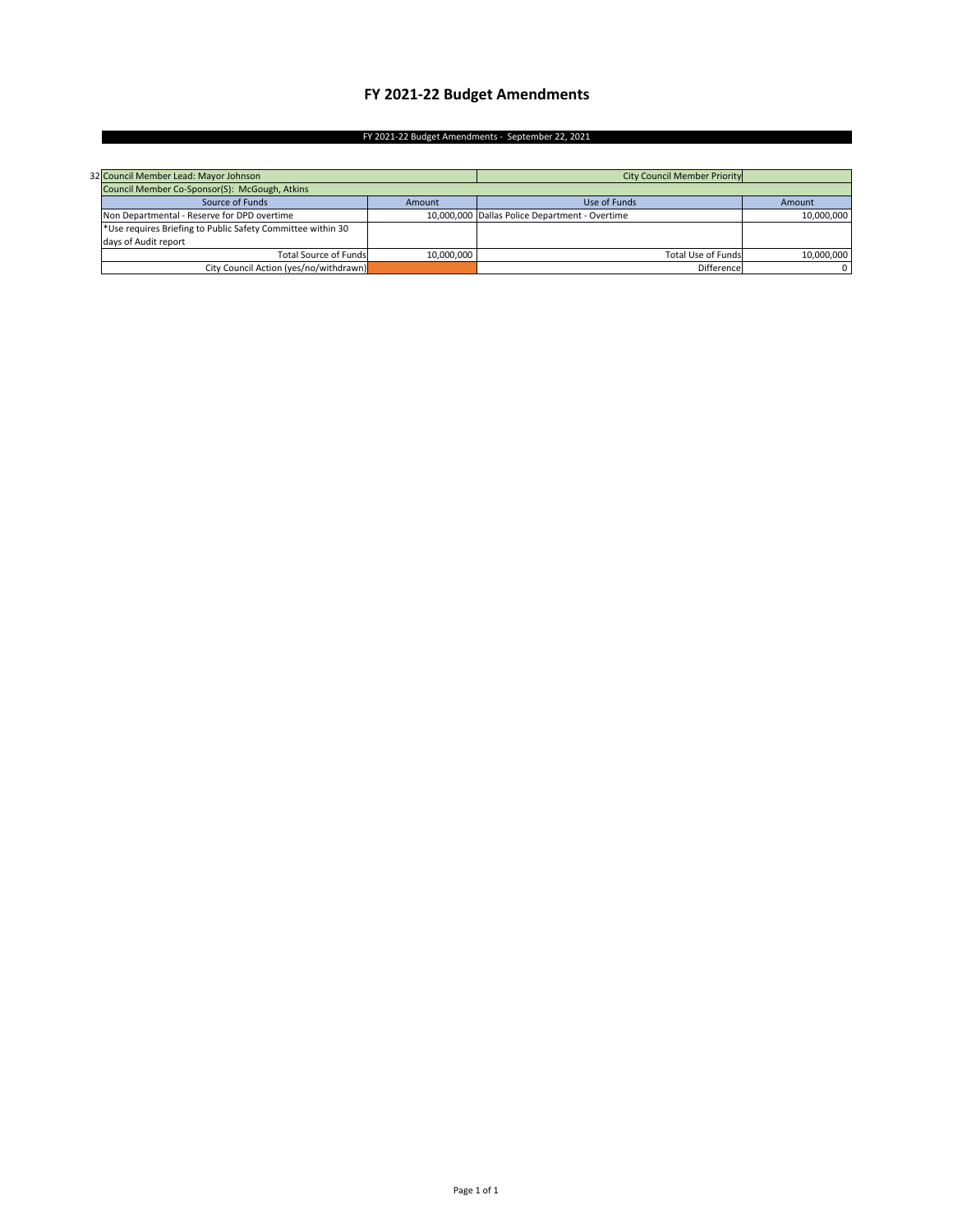# FY 2021-22 Budget Amendments

FY 2021-22 Budget Amendments - September 22, 2021

| | | | | |
|---|---|---|---|---|
| 32 | Council Member Lead: Mayor Johnson | | City Council Member Priority | |
| | Council Member Co-Sponsor(S): McGough, Atkins | | | |
| | Source of Funds | Amount | Use of Funds | Amount |
| | Non Departmental - Reserve for DPD overtime | 10,000,000 | Dallas Police Department - Overtime | 10,000,000 |
| | *Use requires Briefing to Public Safety Committee within 30 days of Audit report | | | |
| | Total Source of Funds | 10,000,000 | Total Use of Funds | 10,000,000 |
| | City Council Action (yes/no/withdrawn) | | Difference | 0 |